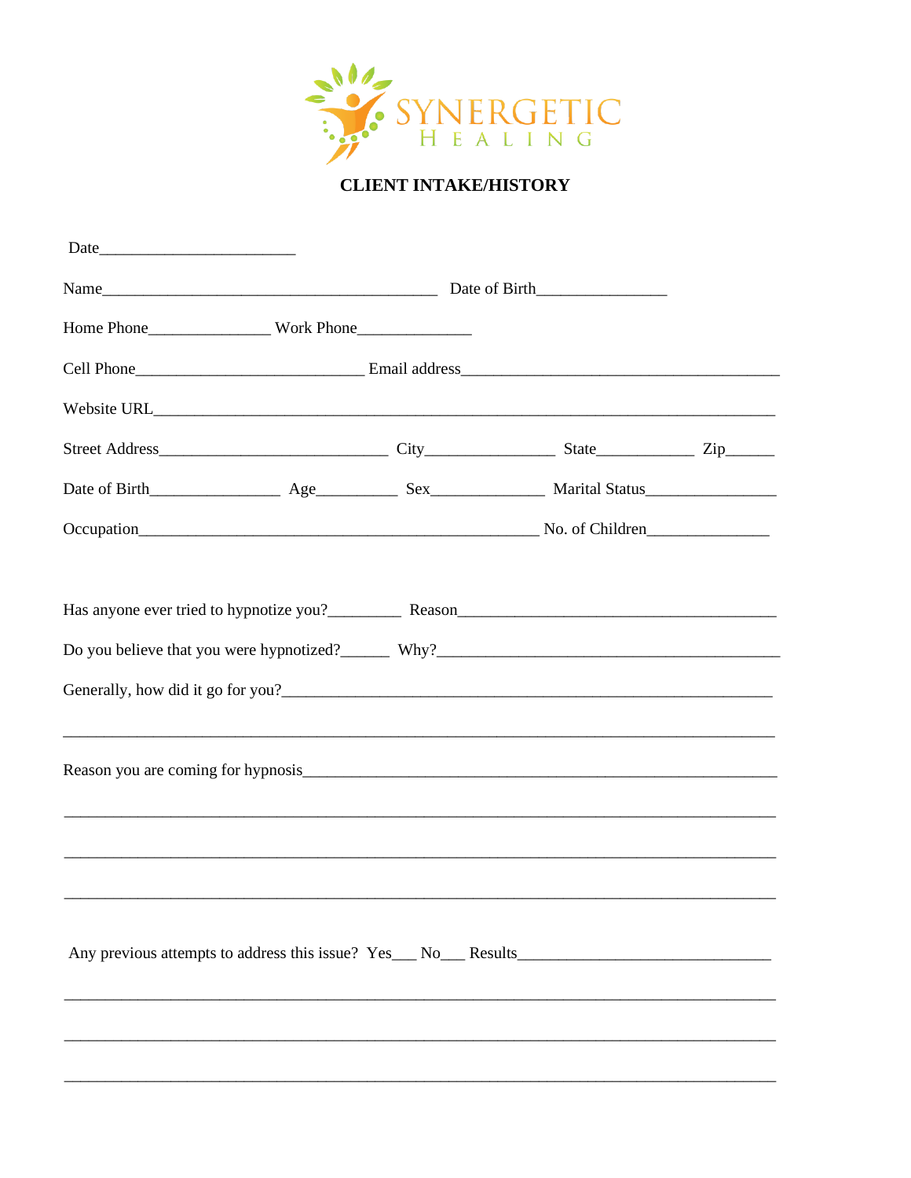SYNERGETIC
HEALING

**CLIENT INTAKE/HISTORY**

Date________________________

Name_________________________________________ Date of Birth________________

Home Phone_______________ Work Phone______________

Cell Phone_____________________________ Email address_________________________________________

Website URL_________________________________________________________________________________

Street Address____________________________ City________________ State____________ Zip______

Date of Birth________________ Age__________ Sex______________ Marital Status________________

Occupation____________________________________________________ No. of Children_______________

Has anyone ever tried to hypnotize you?_________ Reason_________________________________________

Do you believe that you were hypnotized?______ Why?____________________________________________

Generally, how did it go for you?_______________________________________________________________

_____________________________________________________________________________________________

Reason you are coming for hypnosis_____________________________________________________________

_____________________________________________________________________________________________

_____________________________________________________________________________________________

_____________________________________________________________________________________________

Any previous attempts to address this issue? Yes___ No___ Results________________________________

_____________________________________________________________________________________________

_____________________________________________________________________________________________

_____________________________________________________________________________________________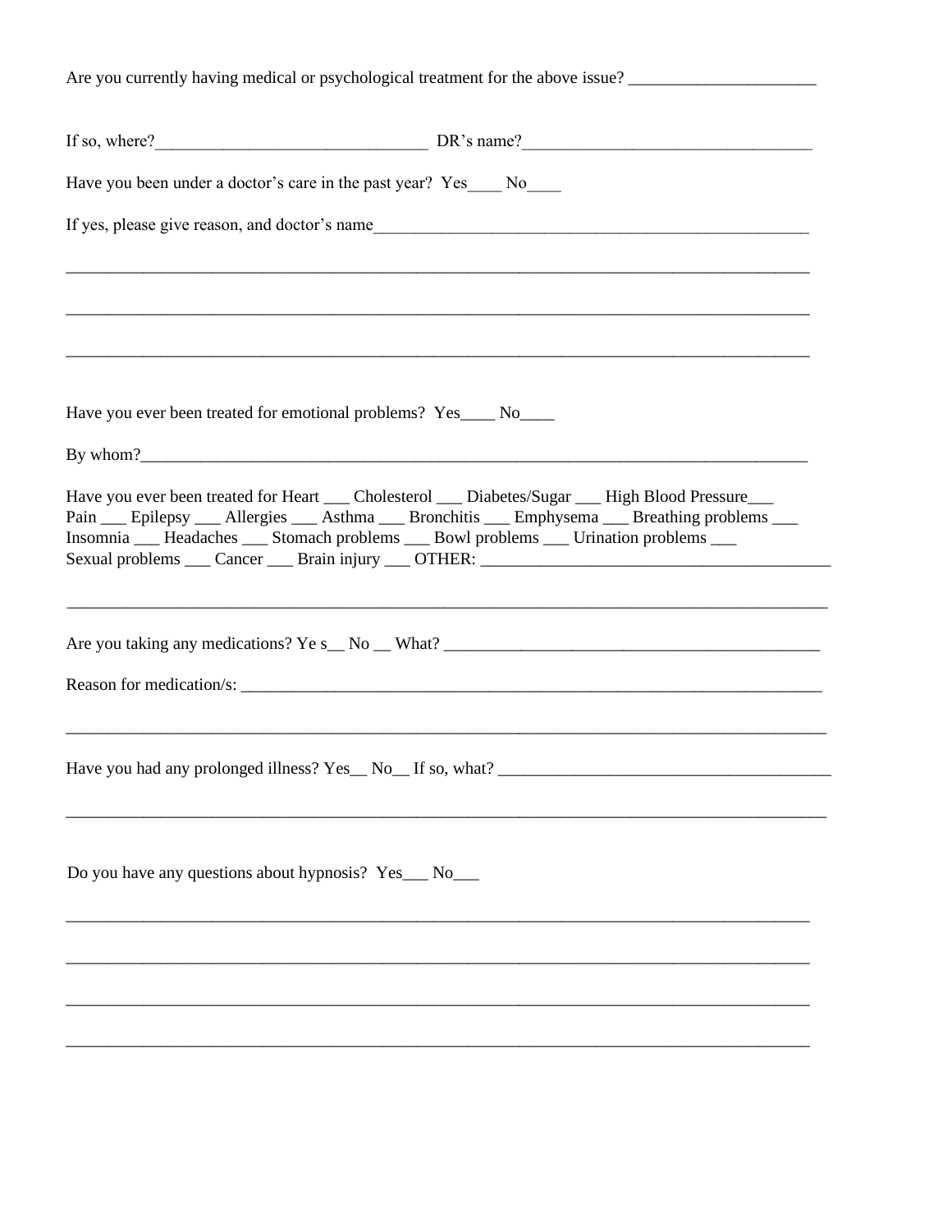Are you currently having medical or psychological treatment for the above issue? ______________________

If so, where?________________________________ DR's name?__________________________________

Have you been under a doctor's care in the past year? Yes____ No____

If yes, please give reason, and doctor's name_____________________________________________________

___________________________________________________________________________________________

___________________________________________________________________________________________

___________________________________________________________________________________________

Have you ever been treated for emotional problems? Yes____ No____

By whom?__________________________________________________________________________________

Have you ever been treated for Heart ___ Cholesterol ___ Diabetes/Sugar ___ High Blood Pressure___
Pain ___ Epilepsy ___ Allergies ___ Asthma ___ Bronchitis ___ Emphysema ___ Breathing problems ___
Insomnia ___ Headaches ___ Stomach problems ___ Bowl problems ___ Urination problems ___
Sexual problems ___ Cancer ___ Brain injury ___ OTHER: __________________________________________

___________________________________________________________________________________________

Are you taking any medications? Ye s__ No __ What? ______________________________________________

Reason for medication/s: _____________________________________________________________________

___________________________________________________________________________________________

Have you had any prolonged illness? Yes__ No__ If so, what? _______________________________________

___________________________________________________________________________________________

Do you have any questions about hypnosis? Yes___ No___

___________________________________________________________________________________________

___________________________________________________________________________________________

___________________________________________________________________________________________

___________________________________________________________________________________________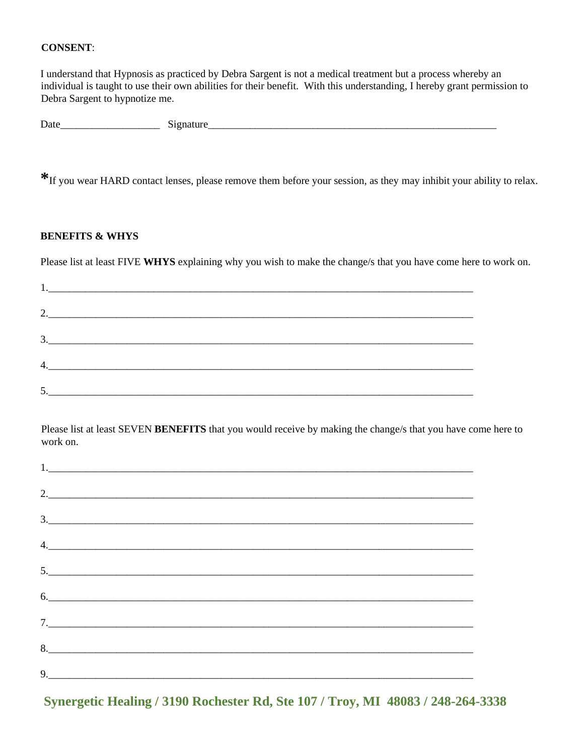**CONSENT**:

I understand that Hypnosis as practiced by Debra Sargent is not a medical treatment but a process whereby an individual is taught to use their own abilities for their benefit. With this understanding, I hereby grant permission to Debra Sargent to hypnotize me.

Date___________________ Signature________________________________________________________

*If you wear HARD contact lenses, please remove them before your session, as they may inhibit your ability to relax.

**BENEFITS & WHYS**

Please list at least FIVE **WHYS** explaining why you wish to make the change/s that you have come here to work on.

1.________________________________________________________________________________

2.________________________________________________________________________________

3.________________________________________________________________________________

4.________________________________________________________________________________

5.________________________________________________________________________________

Please list at least SEVEN **BENEFITS** that you would receive by making the change/s that you have come here to work on.

1.________________________________________________________________________________

2.________________________________________________________________________________

3.________________________________________________________________________________

4.________________________________________________________________________________

5.________________________________________________________________________________

6.________________________________________________________________________________

7.________________________________________________________________________________

8.________________________________________________________________________________

9.________________________________________________________________________________

**Synergetic Healing / 3190 Rochester Rd, Ste 107 / Troy, MI 48083 / 248-264-3338**